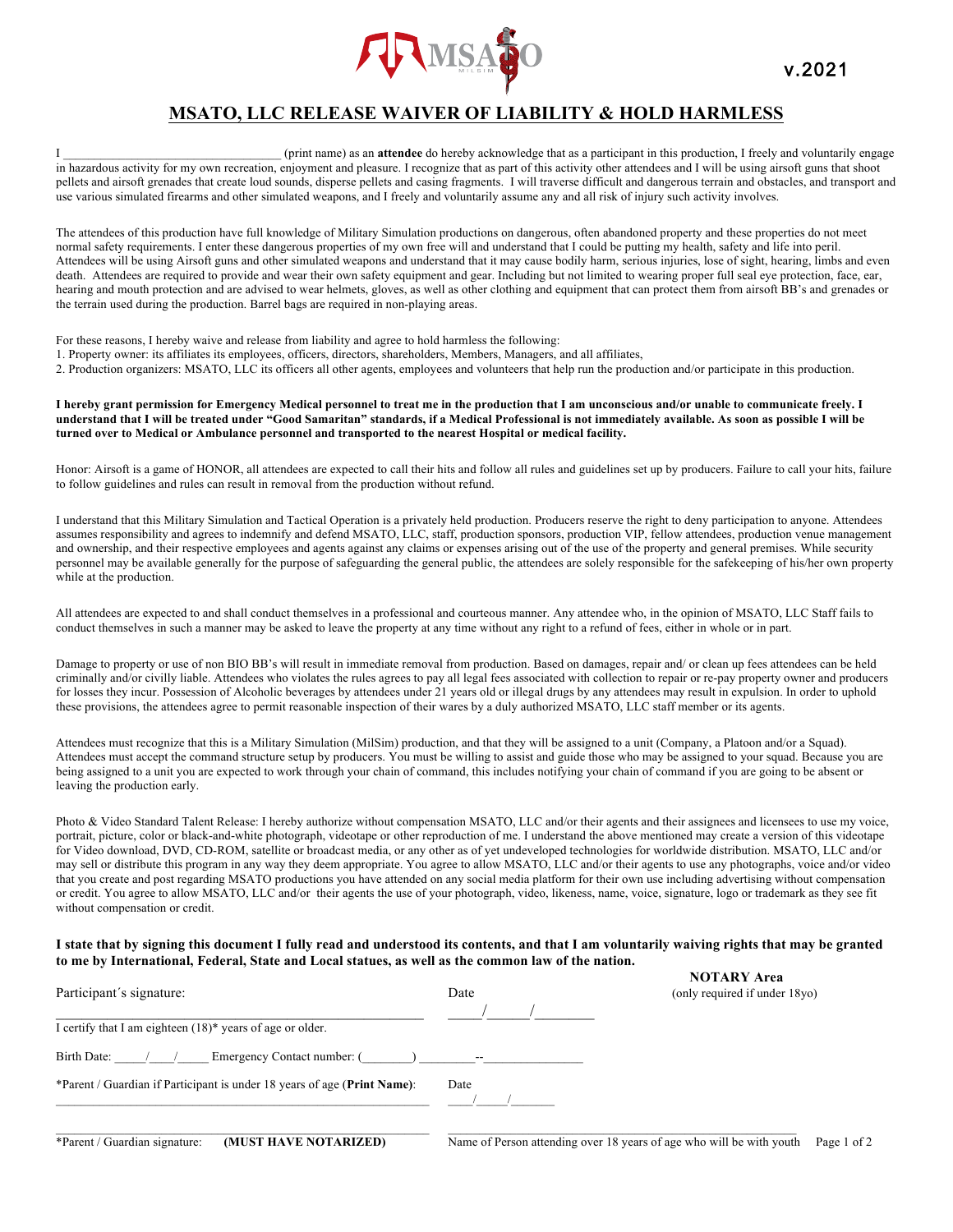v.2021

# MSATO, LLC RELEASE WAIVER OF LIABILITY & HOLD HARMLESS

I ___________________________________ (print name) as an **attendee** do hereby acknowledge that as a participant in this production, I freely and voluntarily engage in hazardous activity for my own recreation, enjoyment and pleasure. I recognize that as part of this activity other attendees and I will be using airsoft guns that shoot pellets and airsoft grenades that create loud sounds, disperse pellets and casing fragments. I will traverse difficult and dangerous terrain and obstacles, and transport and use various simulated firearms and other simulated weapons, and I freely and voluntarily assume any and all risk of injury such activity involves.

The attendees of this production have full knowledge of Military Simulation productions on dangerous, often abandoned property and these properties do not meet normal safety requirements. I enter these dangerous properties of my own free will and understand that I could be putting my health, safety and life into peril. Attendees will be using Airsoft guns and other simulated weapons and understand that it may cause bodily harm, serious injuries, lose of sight, hearing, limbs and even death. Attendees are required to provide and wear their own safety equipment and gear. Including but not limited to wearing proper full seal eye protection, face, ear, hearing and mouth protection and are advised to wear helmets, gloves, as well as other clothing and equipment that can protect them from airsoft BB's and grenades or the terrain used during the production. Barrel bags are required in non-playing areas.

For these reasons, I hereby waive and release from liability and agree to hold harmless the following:
1. Property owner: its affiliates its employees, officers, directors, shareholders, Members, Managers, and all affiliates,
2. Production organizers: MSATO, LLC its officers all other agents, employees and volunteers that help run the production and/or participate in this production.

**I hereby grant permission for Emergency Medical personnel to treat me in the production that I am unconscious and/or unable to communicate freely. I understand that I will be treated under "Good Samaritan" standards, if a Medical Professional is not immediately available. As soon as possible I will be turned over to Medical or Ambulance personnel and transported to the nearest Hospital or medical facility.**

Honor: Airsoft is a game of HONOR, all attendees are expected to call their hits and follow all rules and guidelines set up by producers. Failure to call your hits, failure to follow guidelines and rules can result in removal from the production without refund.

I understand that this Military Simulation and Tactical Operation is a privately held production. Producers reserve the right to deny participation to anyone. Attendees assumes responsibility and agrees to indemnify and defend MSATO, LLC, staff, production sponsors, production VIP, fellow attendees, production venue management and ownership, and their respective employees and agents against any claims or expenses arising out of the use of the property and general premises. While security personnel may be available generally for the purpose of safeguarding the general public, the attendees are solely responsible for the safekeeping of his/her own property while at the production.

All attendees are expected to and shall conduct themselves in a professional and courteous manner. Any attendee who, in the opinion of MSATO, LLC Staff fails to conduct themselves in such a manner may be asked to leave the property at any time without any right to a refund of fees, either in whole or in part.

Damage to property or use of non BIO BB's will result in immediate removal from production. Based on damages, repair and/ or clean up fees attendees can be held criminally and/or civilly liable. Attendees who violates the rules agrees to pay all legal fees associated with collection to repair or re-pay property owner and producers for losses they incur. Possession of Alcoholic beverages by attendees under 21 years old or illegal drugs by any attendees may result in expulsion. In order to uphold these provisions, the attendees agree to permit reasonable inspection of their wares by a duly authorized MSATO, LLC staff member or its agents.

Attendees must recognize that this is a Military Simulation (MilSim) production, and that they will be assigned to a unit (Company, a Platoon and/or a Squad). Attendees must accept the command structure setup by producers. You must be willing to assist and guide those who may be assigned to your squad. Because you are being assigned to a unit you are expected to work through your chain of command, this includes notifying your chain of command if you are going to be absent or leaving the production early.

Photo & Video Standard Talent Release: I hereby authorize without compensation MSATO, LLC and/or their agents and their assignees and licensees to use my voice, portrait, picture, color or black-and-white photograph, videotape or other reproduction of me. I understand the above mentioned may create a version of this videotape for Video download, DVD, CD-ROM, satellite or broadcast media, or any other as of yet undeveloped technologies for worldwide distribution. MSATO, LLC and/or may sell or distribute this program in any way they deem appropriate. You agree to allow MSATO, LLC and/or their agents to use any photographs, voice and/or video that you create and post regarding MSATO productions you have attended on any social media platform for their own use including advertising without compensation or credit. You agree to allow MSATO, LLC and/or their agents the use of your photograph, video, likeness, name, voice, signature, logo or trademark as they see fit without compensation or credit.

**I state that by signing this document I fully read and understood its contents, and that I am voluntarily waiving rights that may be granted to me by International, Federal, State and Local statues, as well as the common law of the nation.**

Participant´s signature: ____________________________________ Date _____/______/________

I certify that I am eighteen (18)* years of age or older.

Birth Date: _____/____/_____ Emergency Contact number: (________) _________--_______________

*Parent / Guardian if Participant is under 18 years of age (**Print Name**): ____________________________________ Date ____/_____/_______

*Parent / Guardian signature: **(MUST HAVE NOTARIZED)** ____________________________________

Name of Person attending over 18 years of age who will be with youth ____________________________________

**NOTARY Area**
(only required if under 18yo)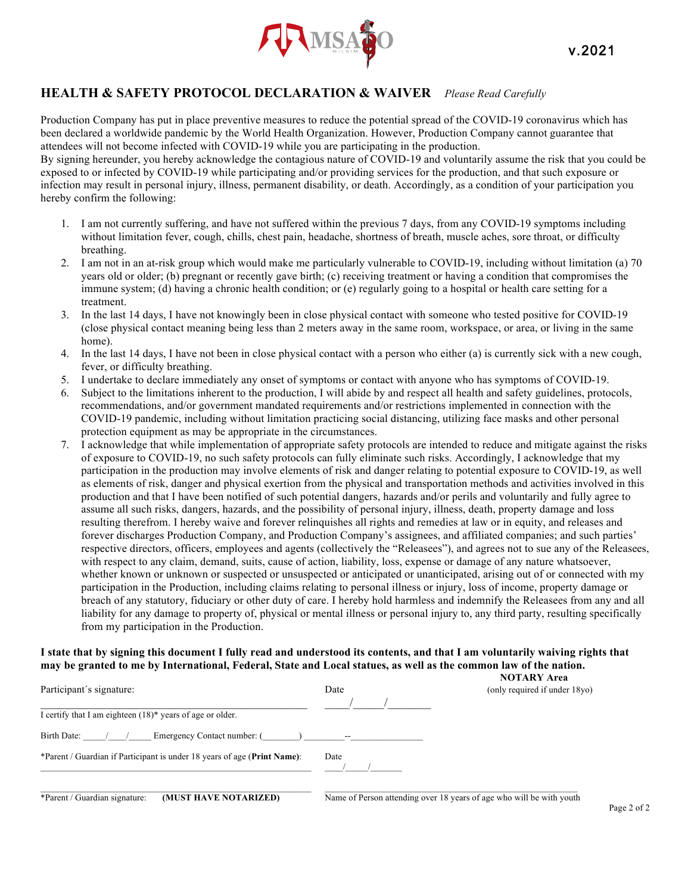v.2021

## HEALTH & SAFETY PROTOCOL DECLARATION & WAIVER *Please Read Carefully*

Production Company has put in place preventive measures to reduce the potential spread of the COVID-19 coronavirus which has been declared a worldwide pandemic by the World Health Organization. However, Production Company cannot guarantee that attendees will not become infected with COVID-19 while you are participating in the production.

By signing hereunder, you hereby acknowledge the contagious nature of COVID-19 and voluntarily assume the risk that you could be exposed to or infected by COVID-19 while participating and/or providing services for the production, and that such exposure or infection may result in personal injury, illness, permanent disability, or death. Accordingly, as a condition of your participation you hereby confirm the following:

1. I am not currently suffering, and have not suffered within the previous 7 days, from any COVID-19 symptoms including without limitation fever, cough, chills, chest pain, headache, shortness of breath, muscle aches, sore throat, or difficulty breathing.
2. I am not in an at-risk group which would make me particularly vulnerable to COVID-19, including without limitation (a) 70 years old or older; (b) pregnant or recently gave birth; (c) receiving treatment or having a condition that compromises the immune system; (d) having a chronic health condition; or (e) regularly going to a hospital or health care setting for a treatment.
3. In the last 14 days, I have not knowingly been in close physical contact with someone who tested positive for COVID-19 (close physical contact meaning being less than 2 meters away in the same room, workspace, or area, or living in the same home).
4. In the last 14 days, I have not been in close physical contact with a person who either (a) is currently sick with a new cough, fever, or difficulty breathing.
5. I undertake to declare immediately any onset of symptoms or contact with anyone who has symptoms of COVID-19.
6. Subject to the limitations inherent to the production, I will abide by and respect all health and safety guidelines, protocols, recommendations, and/or government mandated requirements and/or restrictions implemented in connection with the COVID-19 pandemic, including without limitation practicing social distancing, utilizing face masks and other personal protection equipment as may be appropriate in the circumstances.
7. I acknowledge that while implementation of appropriate safety protocols are intended to reduce and mitigate against the risks of exposure to COVID-19, no such safety protocols can fully eliminate such risks. Accordingly, I acknowledge that my participation in the production may involve elements of risk and danger relating to potential exposure to COVID-19, as well as elements of risk, danger and physical exertion from the physical and transportation methods and activities involved in this production and that I have been notified of such potential dangers, hazards and/or perils and voluntarily and fully agree to assume all such risks, dangers, hazards, and the possibility of personal injury, illness, death, property damage and loss resulting therefrom. I hereby waive and forever relinquishes all rights and remedies at law or in equity, and releases and forever discharges Production Company, and Production Company's assignees, and affiliated companies; and such parties' respective directors, officers, employees and agents (collectively the "Releasees"), and agrees not to sue any of the Releasees, with respect to any claim, demand, suits, cause of action, liability, loss, expense or damage of any nature whatsoever, whether known or unknown or suspected or unsuspected or anticipated or unanticipated, arising out of or connected with my participation in the Production, including claims relating to personal illness or injury, loss of income, property damage or breach of any statutory, fiduciary or other duty of care. I hereby hold harmless and indemnify the Releasees from any and all liability for any damage to property of, physical or mental illness or personal injury to, any third party, resulting specifically from my participation in the Production.

**I state that by signing this document I fully read and understood its contents, and that I am voluntarily waiving rights that may be granted to me by International, Federal, State and Local statues, as well as the common law of the nation.**

**NOTARY Area**
(only required if under 18yo)

Participant´s signature: ______________________________ Date ____/____/________

I certify that I am eighteen (18)* years of age or older.

Birth Date: ____/____/____ Emergency Contact number: (________) ________--______________

*Parent / Guardian if Participant is under 18 years of age (**Print Name**): ______________________________ Date ____/____/______

______________________________
*Parent / Guardian signature: **(MUST HAVE NOTARIZED)**

______________________________
Name of Person attending over 18 years of age who will be with youth